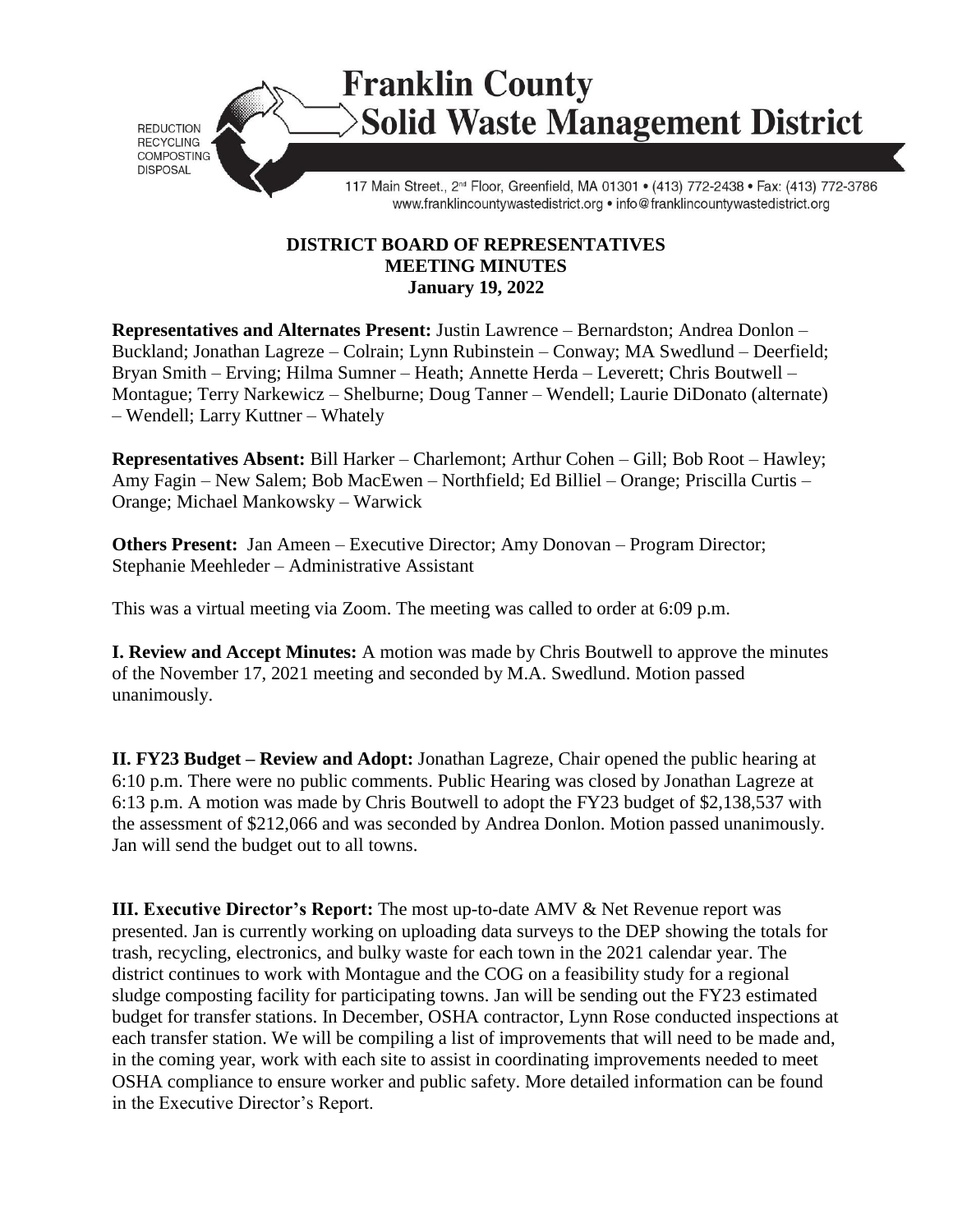# Franklin County Solid Waste Management District

REDUCTION
RECYCLING
COMPOSTING
DISPOSAL

117 Main Street., 2nd Floor, Greenfield, MA 01301 • (413) 772-2438 • Fax: (413) 772-3786
www.franklincountywastedistrict.org • info@franklincountywastedistrict.org

## DISTRICT BOARD OF REPRESENTATIVES
## MEETING MINUTES
## January 19, 2022

**Representatives and Alternates Present:** Justin Lawrence – Bernardston; Andrea Donlon – Buckland; Jonathan Lagreze – Colrain; Lynn Rubinstein – Conway; MA Swedlund – Deerfield; Bryan Smith – Erving; Hilma Sumner – Heath; Annette Herda – Leverett; Chris Boutwell – Montague; Terry Narkewicz – Shelburne; Doug Tanner – Wendell; Laurie DiDonato (alternate) – Wendell; Larry Kuttner – Whately

**Representatives Absent:** Bill Harker – Charlemont; Arthur Cohen – Gill; Bob Root – Hawley; Amy Fagin – New Salem; Bob MacEwen – Northfield; Ed Billiel – Orange; Priscilla Curtis – Orange; Michael Mankowsky – Warwick

**Others Present:** Jan Ameen – Executive Director; Amy Donovan – Program Director; Stephanie Meehleder – Administrative Assistant

This was a virtual meeting via Zoom. The meeting was called to order at 6:09 p.m.

**I. Review and Accept Minutes:** A motion was made by Chris Boutwell to approve the minutes of the November 17, 2021 meeting and seconded by M.A. Swedlund. Motion passed unanimously.

**II. FY23 Budget – Review and Adopt:** Jonathan Lagreze, Chair opened the public hearing at 6:10 p.m. There were no public comments. Public Hearing was closed by Jonathan Lagreze at 6:13 p.m. A motion was made by Chris Boutwell to adopt the FY23 budget of $2,138,537 with the assessment of $212,066 and was seconded by Andrea Donlon. Motion passed unanimously. Jan will send the budget out to all towns.

**III. Executive Director's Report:** The most up-to-date AMV & Net Revenue report was presented. Jan is currently working on uploading data surveys to the DEP showing the totals for trash, recycling, electronics, and bulky waste for each town in the 2021 calendar year. The district continues to work with Montague and the COG on a feasibility study for a regional sludge composting facility for participating towns. Jan will be sending out the FY23 estimated budget for transfer stations. In December, OSHA contractor, Lynn Rose conducted inspections at each transfer station. We will be compiling a list of improvements that will need to be made and, in the coming year, work with each site to assist in coordinating improvements needed to meet OSHA compliance to ensure worker and public safety. More detailed information can be found in the Executive Director's Report.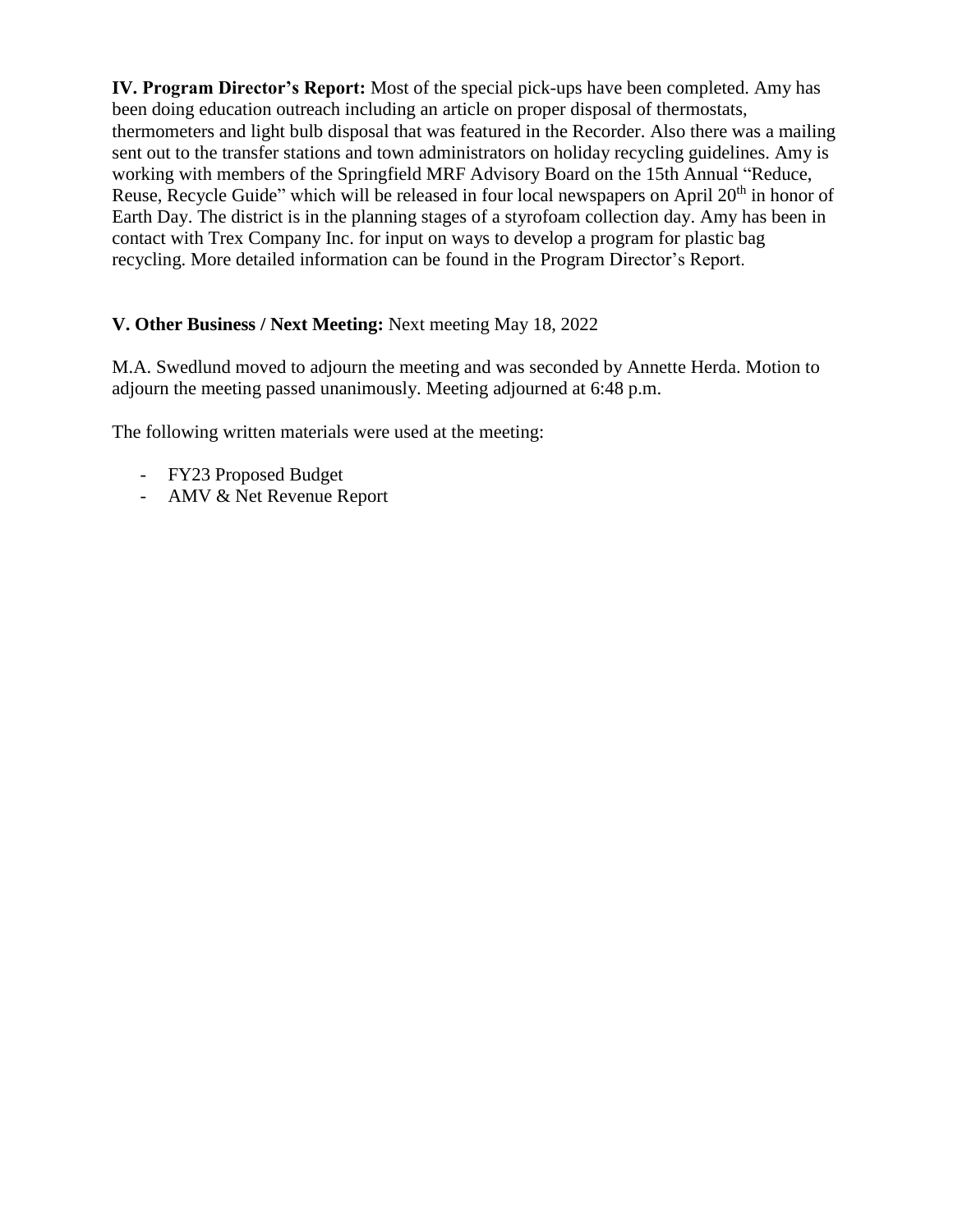**IV. Program Director's Report:** Most of the special pick-ups have been completed. Amy has been doing education outreach including an article on proper disposal of thermostats, thermometers and light bulb disposal that was featured in the Recorder. Also there was a mailing sent out to the transfer stations and town administrators on holiday recycling guidelines. Amy is working with members of the Springfield MRF Advisory Board on the 15th Annual "Reduce, Reuse, Recycle Guide" which will be released in four local newspapers on April 20th in honor of Earth Day. The district is in the planning stages of a styrofoam collection day. Amy has been in contact with Trex Company Inc. for input on ways to develop a program for plastic bag recycling. More detailed information can be found in the Program Director's Report.

**V. Other Business / Next Meeting:** Next meeting May 18, 2022

M.A. Swedlund moved to adjourn the meeting and was seconded by Annette Herda. Motion to adjourn the meeting passed unanimously. Meeting adjourned at 6:48 p.m.

The following written materials were used at the meeting:

- FY23 Proposed Budget
- AMV & Net Revenue Report